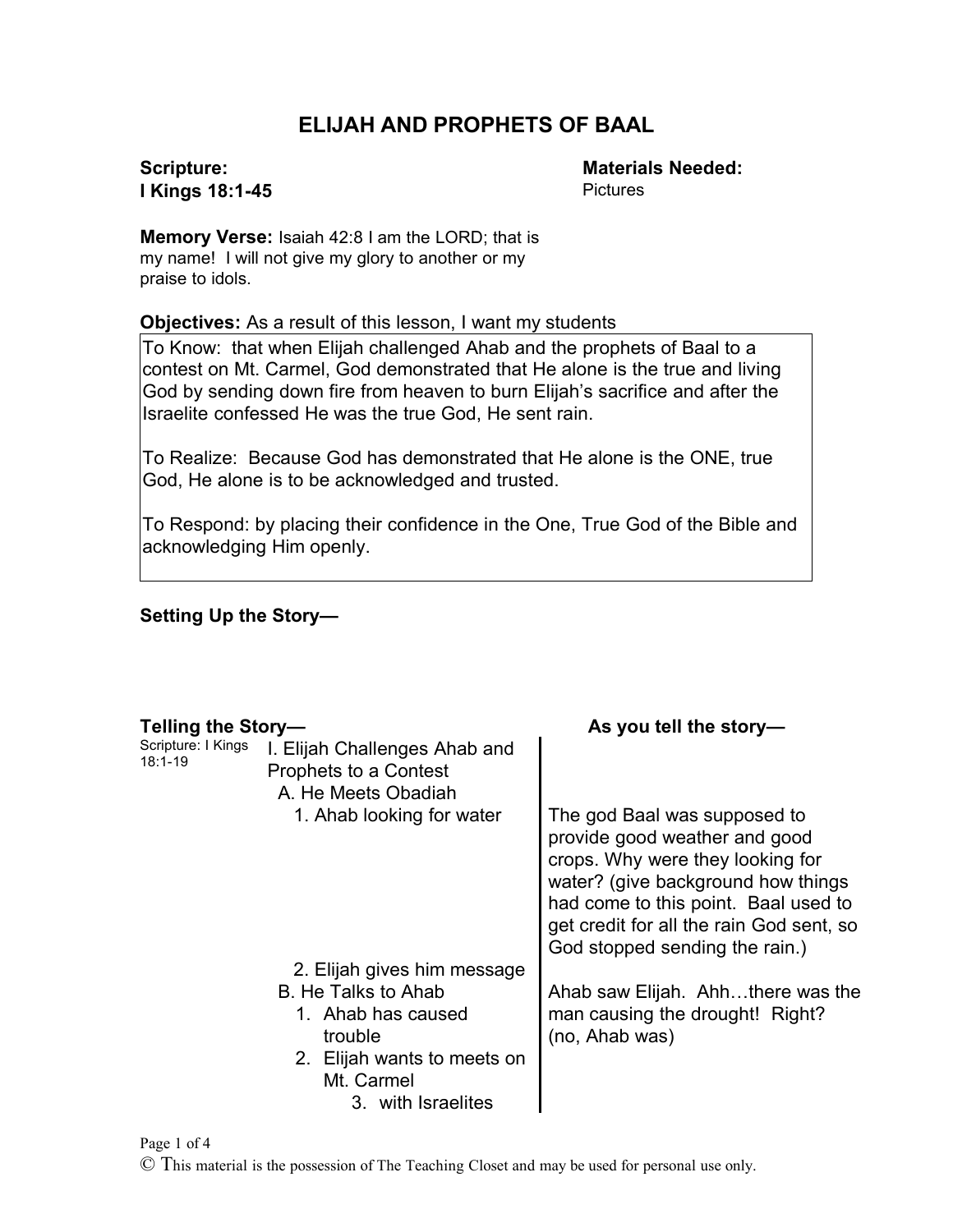# ELIJAH AND PROPHETS OF BAAL

**Scripture:**
**I Kings 18:1-45**

**Materials Needed:**
Pictures

**Memory Verse:** Isaiah 42:8 I am the LORD; that is my name! I will not give my glory to another or my praise to idols.

**Objectives:** As a result of this lesson, I want my students

To Know: that when Elijah challenged Ahab and the prophets of Baal to a contest on Mt. Carmel, God demonstrated that He alone is the true and living God by sending down fire from heaven to burn Elijah's sacrifice and after the Israelite confessed He was the true God, He sent rain.

To Realize: Because God has demonstrated that He alone is the ONE, true God, He alone is to be acknowledged and trusted.

To Respond: by placing their confidence in the One, True God of the Bible and acknowledging Him openly.

**Setting Up the Story—**

| **Telling the Story—** | | **As you tell the story—** |
|---|---|---|
| Scripture: I Kings 18:1-19 | I. Elijah Challenges Ahab and Prophets to a Contest | |
| | A. He Meets Obadiah | |
| | 1. Ahab looking for water | The god Baal was supposed to provide good weather and good crops. Why were they looking for water? (give background how things had come to this point. Baal used to get credit for all the rain God sent, so God stopped sending the rain.) |
| | 2. Elijah gives him message | |
| | B. He Talks to Ahab | Ahab saw Elijah. Ahh…there was the man causing the drought! Right? (no, Ahab was) |
| | 1. Ahab has caused trouble | |
| | 2. Elijah wants to meets on Mt. Carmel | |
| | 3. with Israelites | |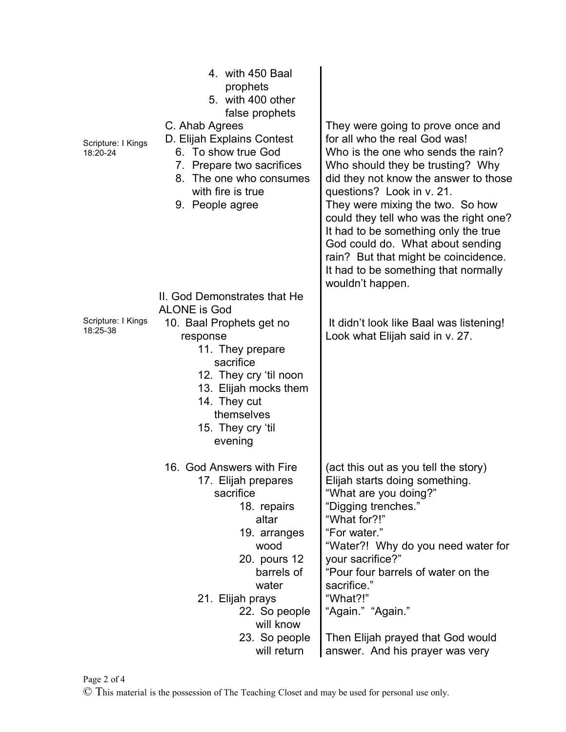| Scripture | Outline | Notes |
|---|---|---|
| | 4. with 450 Baal prophets<br>5. with 400 other false prophets | |
| Scripture: I Kings 18:20-24 | C. Ahab Agrees<br>D. Elijah Explains Contest<br>6. To show true God<br>7. Prepare two sacrifices<br>8. The one who consumes with fire is true<br>9. People agree | They were going to prove once and for all who the real God was! Who is the one who sends the rain? Who should they be trusting? Why did they not know the answer to those questions? Look in v. 21. They were mixing the two. So how could they tell who was the right one? It had to be something only the true God could do. What about sending rain? But that might be coincidence. It had to be something that normally wouldn't happen. |
| Scripture: I Kings 18:25-38 | II. God Demonstrates that He ALONE is God<br>10. Baal Prophets get no response<br>11. They prepare sacrifice<br>12. They cry 'til noon<br>13. Elijah mocks them<br>14. They cut themselves<br>15. They cry 'til evening | It didn't look like Baal was listening! Look what Elijah said in v. 27. |
| | 16. God Answers with Fire<br>17. Elijah prepares sacrifice<br>18. repairs altar<br>19. arranges wood<br>20. pours 12 barrels of water<br>21. Elijah prays<br>22. So people will know<br>23. So people will return | (act this out as you tell the story) Elijah starts doing something. "What are you doing?" "Digging trenches." "What for?!" "For water." "Water?! Why do you need water for your sacrifice?" "Pour four barrels of water on the sacrifice." "What?!" "Again." "Again."<br><br>Then Elijah prayed that God would answer. And his prayer was very |

© This material is the possession of The Teaching Closet and may be used for personal use only.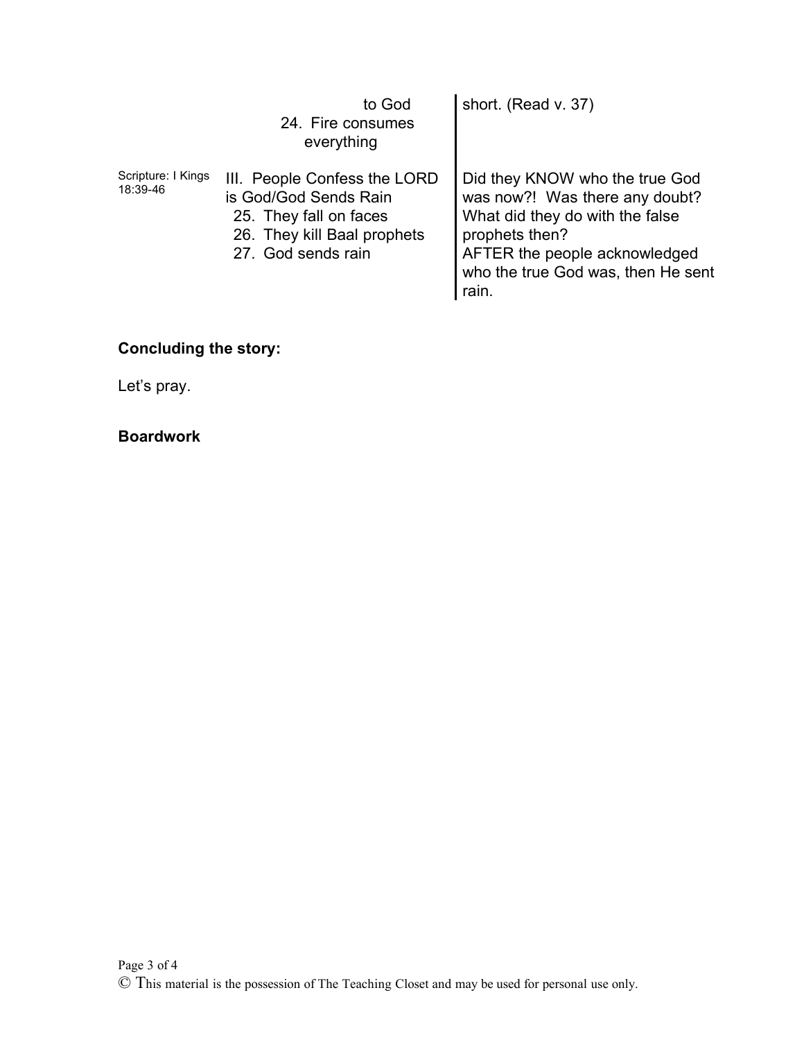| | | |
|---|---|---|
| | to God<br>24. Fire consumes everything | short. (Read v. 37) |
| Scripture: I Kings 18:39-46 | III. People Confess the LORD is God/God Sends Rain<br>25. They fall on faces<br>26. They kill Baal prophets<br>27. God sends rain | Did they KNOW who the true God was now?! Was there any doubt? What did they do with the false prophets then?<br>AFTER the people acknowledged who the true God was, then He sent rain. |

**Concluding the story:**

Let's pray.

**Boardwork**

© This material is the possession of The Teaching Closet and may be used for personal use only.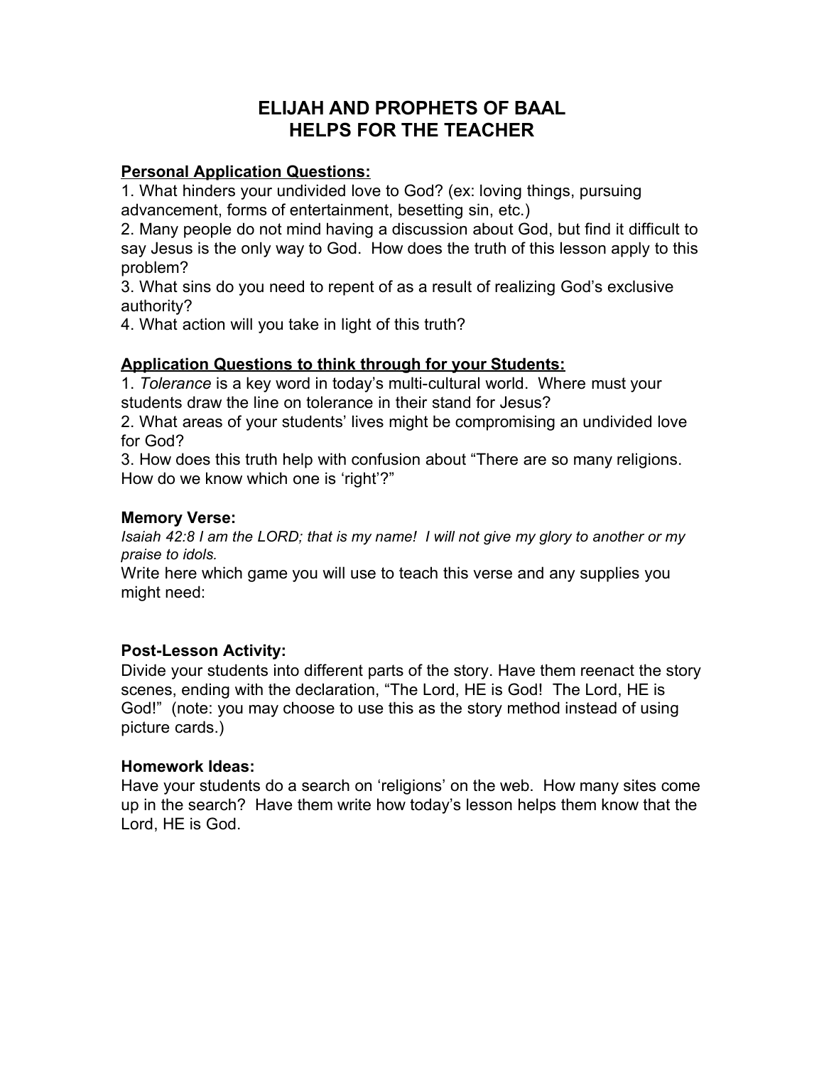# ELIJAH AND PROPHETS OF BAAL
# HELPS FOR THE TEACHER

**Personal Application Questions:**

1. What hinders your undivided love to God? (ex: loving things, pursuing advancement, forms of entertainment, besetting sin, etc.)
2. Many people do not mind having a discussion about God, but find it difficult to say Jesus is the only way to God. How does the truth of this lesson apply to this problem?
3. What sins do you need to repent of as a result of realizing God's exclusive authority?
4. What action will you take in light of this truth?

**Application Questions to think through for your Students:**

1. *Tolerance* is a key word in today's multi-cultural world. Where must your students draw the line on tolerance in their stand for Jesus?
2. What areas of your students' lives might be compromising an undivided love for God?
3. How does this truth help with confusion about "There are so many religions. How do we know which one is 'right'?"

**Memory Verse:**

*Isaiah 42:8 I am the LORD; that is my name! I will not give my glory to another or my praise to idols.*

Write here which game you will use to teach this verse and any supplies you might need:

**Post-Lesson Activity:**

Divide your students into different parts of the story. Have them reenact the story scenes, ending with the declaration, "The Lord, HE is God! The Lord, HE is God!" (note: you may choose to use this as the story method instead of using picture cards.)

**Homework Ideas:**

Have your students do a search on 'religions' on the web. How many sites come up in the search? Have them write how today's lesson helps them know that the Lord, HE is God.